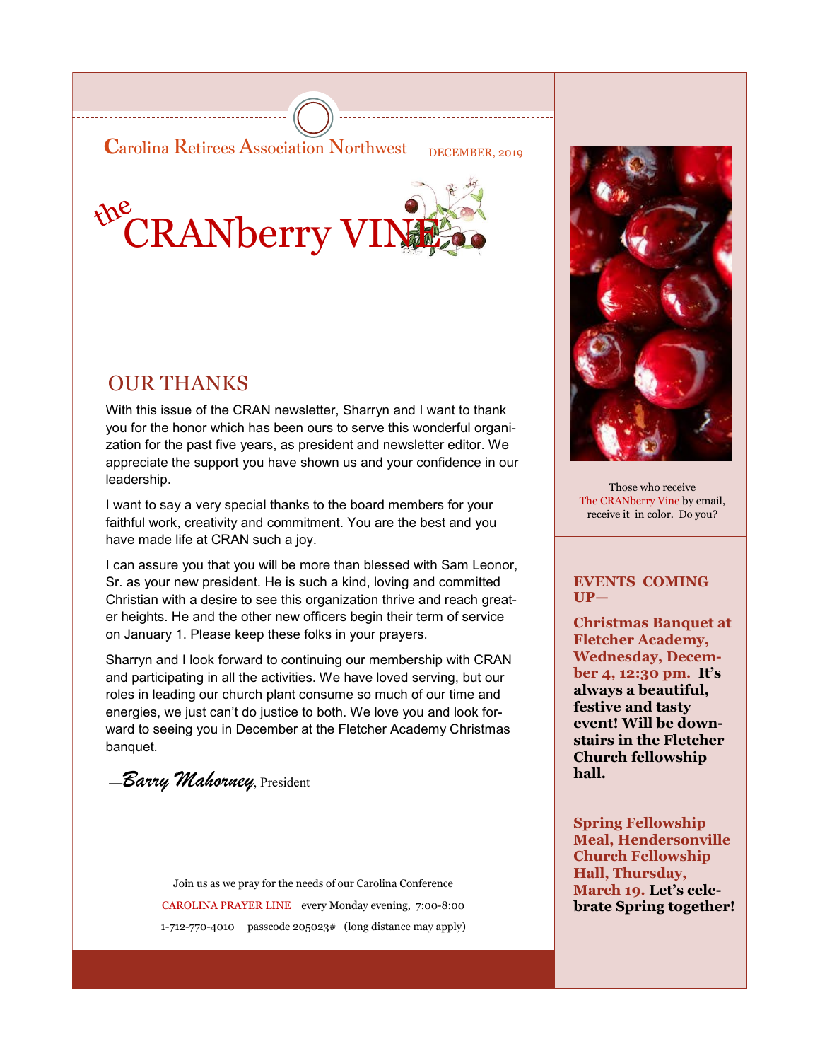Carolina Retirees Association Northwest

DECEMBER, 2019

# the CRANberry VINE

## OUR THANKS

With this issue of the CRAN newsletter, Sharryn and I want to thank you for the honor which has been ours to serve this wonderful organization for the past five years, as president and newsletter editor. We appreciate the support you have shown us and your confidence in our leadership.

I want to say a very special thanks to the board members for your faithful work, creativity and commitment. You are the best and you have made life at CRAN such a joy.

I can assure you that you will be more than blessed with Sam Leonor, Sr. as your new president. He is such a kind, loving and committed Christian with a desire to see this organization thrive and reach greater heights. He and the other new officers begin their term of service on January 1. Please keep these folks in your prayers.

Sharryn and I look forward to continuing our membership with CRAN and participating in all the activities. We have loved serving, but our roles in leading our church plant consume so much of our time and energies, we just can't do justice to both. We love you and look forward to seeing you in December at the Fletcher Academy Christmas banquet.

—*Barry Mahorney*, President

Join us as we pray for the needs of our Carolina Conference

CAROLINA PRAYER LINE every Monday evening, 7:00-8:00

1-712-770-4010 passcode 205023# (long distance may apply)

Those who receive The CRANberry Vine by email, receive it in color. Do you?

**EVENTS COMING UP—**

**Christmas Banquet at Fletcher Academy, Wednesday, December 4, 12:30 pm. It's always a beautiful, festive and tasty event! Will be downstairs in the Fletcher Church fellowship hall.**

**Spring Fellowship Meal, Hendersonville Church Fellowship Hall, Thursday, March 19. Let's celebrate Spring together!**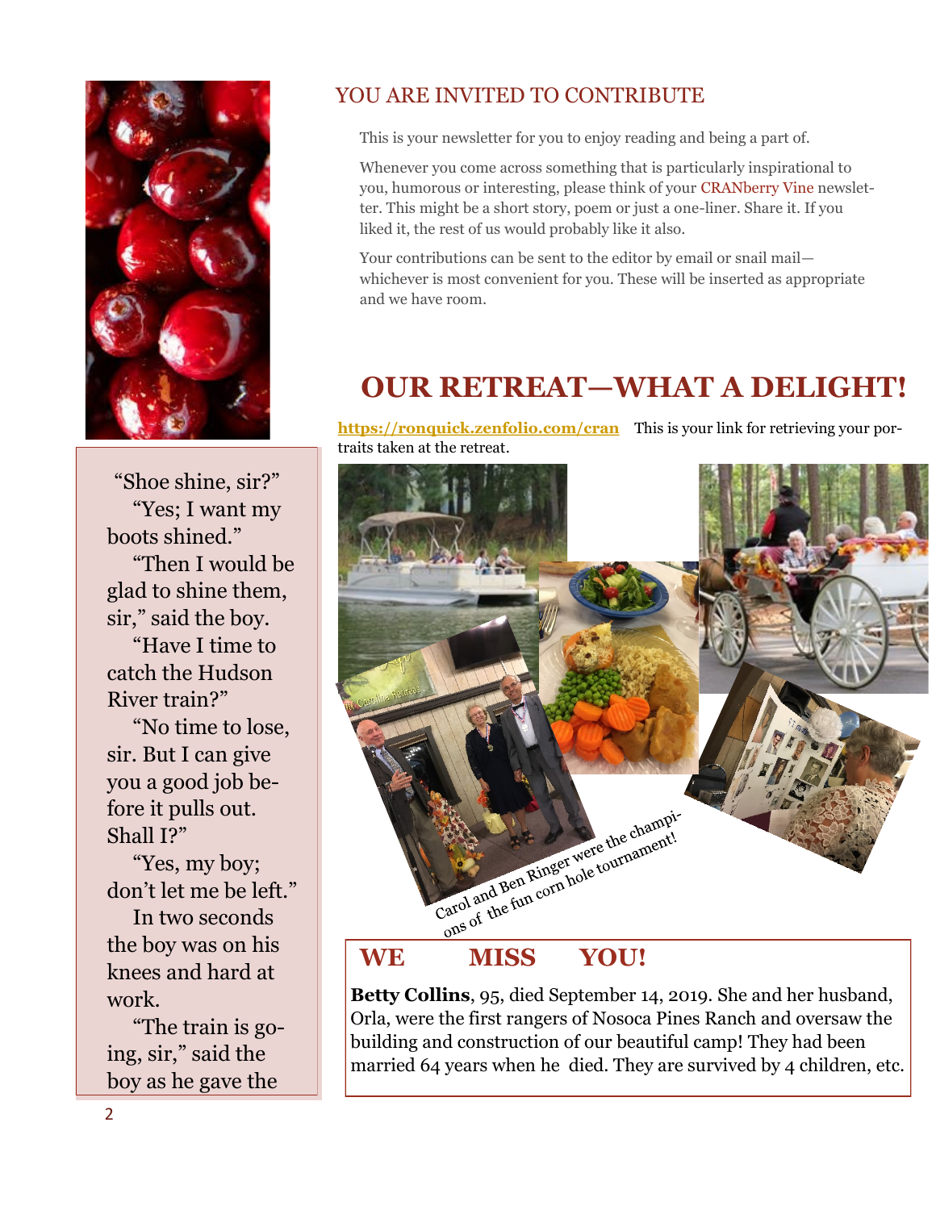## YOU ARE INVITED TO CONTRIBUTE

This is your newsletter for you to enjoy reading and being a part of.

Whenever you come across something that is particularly inspirational to you, humorous or interesting, please think of your CRANberry Vine newsletter. This might be a short story, poem or just a one-liner. Share it. If you liked it, the rest of us would probably like it also.

Your contributions can be sent to the editor by email or snail mail—whichever is most convenient for you. These will be inserted as appropriate and we have room.

# OUR RETREAT—WHAT A DELIGHT!

**https://ronquick.zenfolio.com/cran** This is your link for retrieving your portraits taken at the retreat.

Carol and Ben Ringer were the champions of the fun corn hole tournament!

## WE MISS YOU!

**Betty Collins**, 95, died September 14, 2019. She and her husband, Orla, were the first rangers of Nosoca Pines Ranch and oversaw the building and construction of our beautiful camp! They had been married 64 years when he died. They are survived by 4 children, etc.

"Shoe shine, sir?"

"Yes; I want my boots shined."

"Then I would be glad to shine them, sir," said the boy.

"Have I time to catch the Hudson River train?"

"No time to lose, sir. But I can give you a good job before it pulls out. Shall I?"

"Yes, my boy; don't let me be left."

In two seconds the boy was on his knees and hard at work.

"The train is going, sir," said the boy as he gave the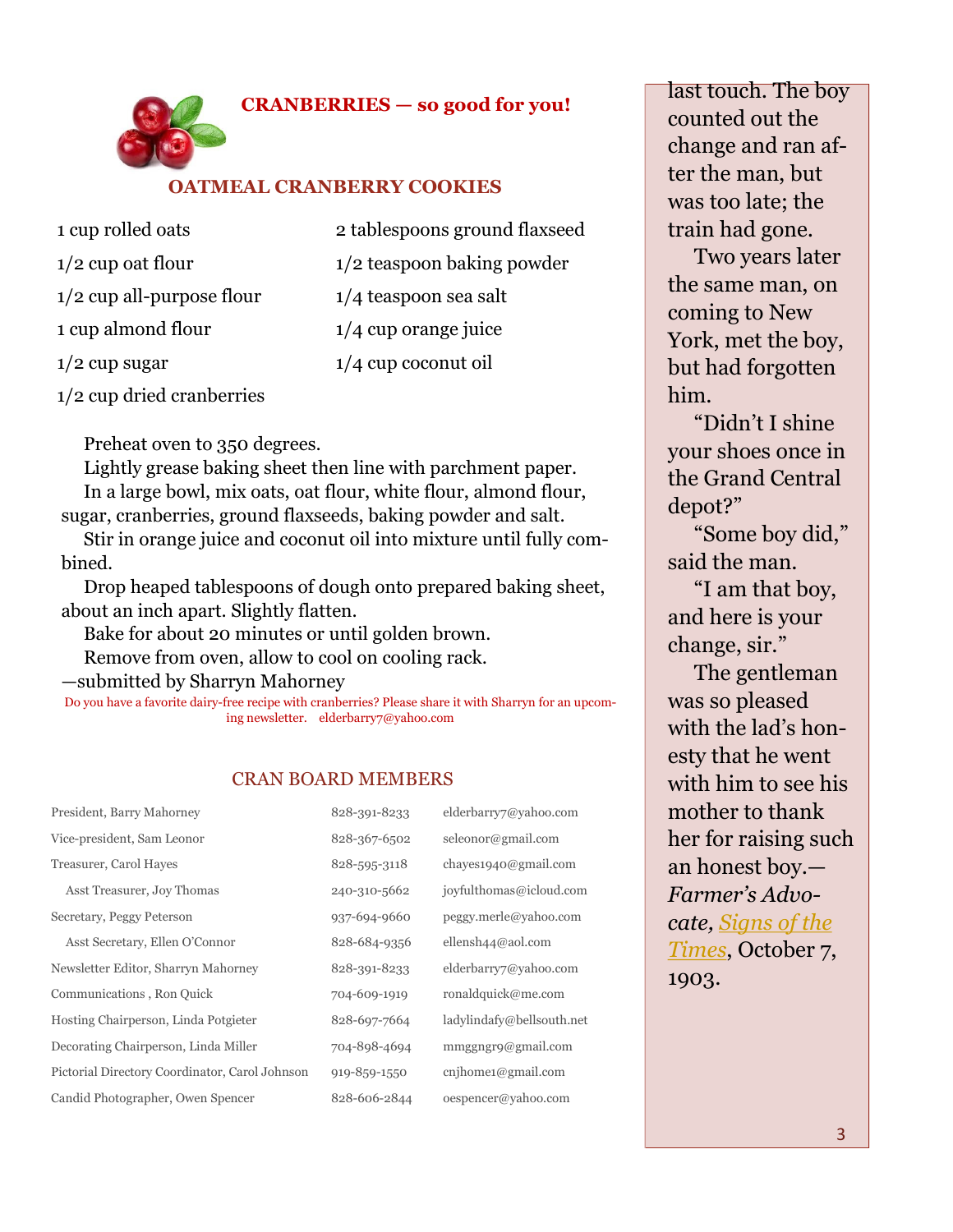## CRANBERRIES — so good for you!

### OATMEAL CRANBERRY COOKIES

- 1 cup rolled oats
- 1/2 cup oat flour
- 1/2 cup all-purpose flour
- 1 cup almond flour
- 1/2 cup sugar
- 1/2 cup dried cranberries
- 2 tablespoons ground flaxseed
- 1/2 teaspoon baking powder
- 1/4 teaspoon sea salt
- 1/4 cup orange juice
- 1/4 cup coconut oil

Preheat oven to 350 degrees.

Lightly grease baking sheet then line with parchment paper.

In a large bowl, mix oats, oat flour, white flour, almond flour, sugar, cranberries, ground flaxseeds, baking powder and salt.

Stir in orange juice and coconut oil into mixture until fully combined.

Drop heaped tablespoons of dough onto prepared baking sheet, about an inch apart. Slightly flatten.

Bake for about 20 minutes or until golden brown.

Remove from oven, allow to cool on cooling rack.

—submitted by Sharryn Mahorney

Do you have a favorite dairy-free recipe with cranberries? Please share it with Sharryn for an upcoming newsletter. elderbarry7@yahoo.com

### CRAN BOARD MEMBERS

| | | |
|---|---|---|
| President, Barry Mahorney | 828-391-8233 | elderbarry7@yahoo.com |
| Vice-president, Sam Leonor | 828-367-6502 | seleonor@gmail.com |
| Treasurer, Carol Hayes | 828-595-3118 | chayes1940@gmail.com |
| Asst Treasurer, Joy Thomas | 240-310-5662 | joyfulthomas@icloud.com |
| Secretary, Peggy Peterson | 937-694-9660 | peggy.merle@yahoo.com |
| Asst Secretary, Ellen O'Connor | 828-684-9356 | ellensh44@aol.com |
| Newsletter Editor, Sharryn Mahorney | 828-391-8233 | elderbarry7@yahoo.com |
| Communications , Ron Quick | 704-609-1919 | ronaldquick@me.com |
| Hosting Chairperson, Linda Potgieter | 828-697-7664 | ladylindafy@bellsouth.net |
| Decorating Chairperson, Linda Miller | 704-898-4694 | mmggngr9@gmail.com |
| Pictorial Directory Coordinator, Carol Johnson | 919-859-1550 | cnjhome1@gmail.com |
| Candid Photographer, Owen Spencer | 828-606-2844 | oespencer@yahoo.com |

last touch. The boy counted out the change and ran after the man, but was too late; the train had gone.

Two years later the same man, on coming to New York, met the boy, but had forgotten him.

"Didn't I shine your shoes once in the Grand Central depot?"

"Some boy did," said the man.

"I am that boy, and here is your change, sir."

The gentleman was so pleased with the lad's honesty that he went with him to see his mother to thank her for raising such an honest boy.—*Farmer's Advocate, Signs of the Times*, October 7, 1903.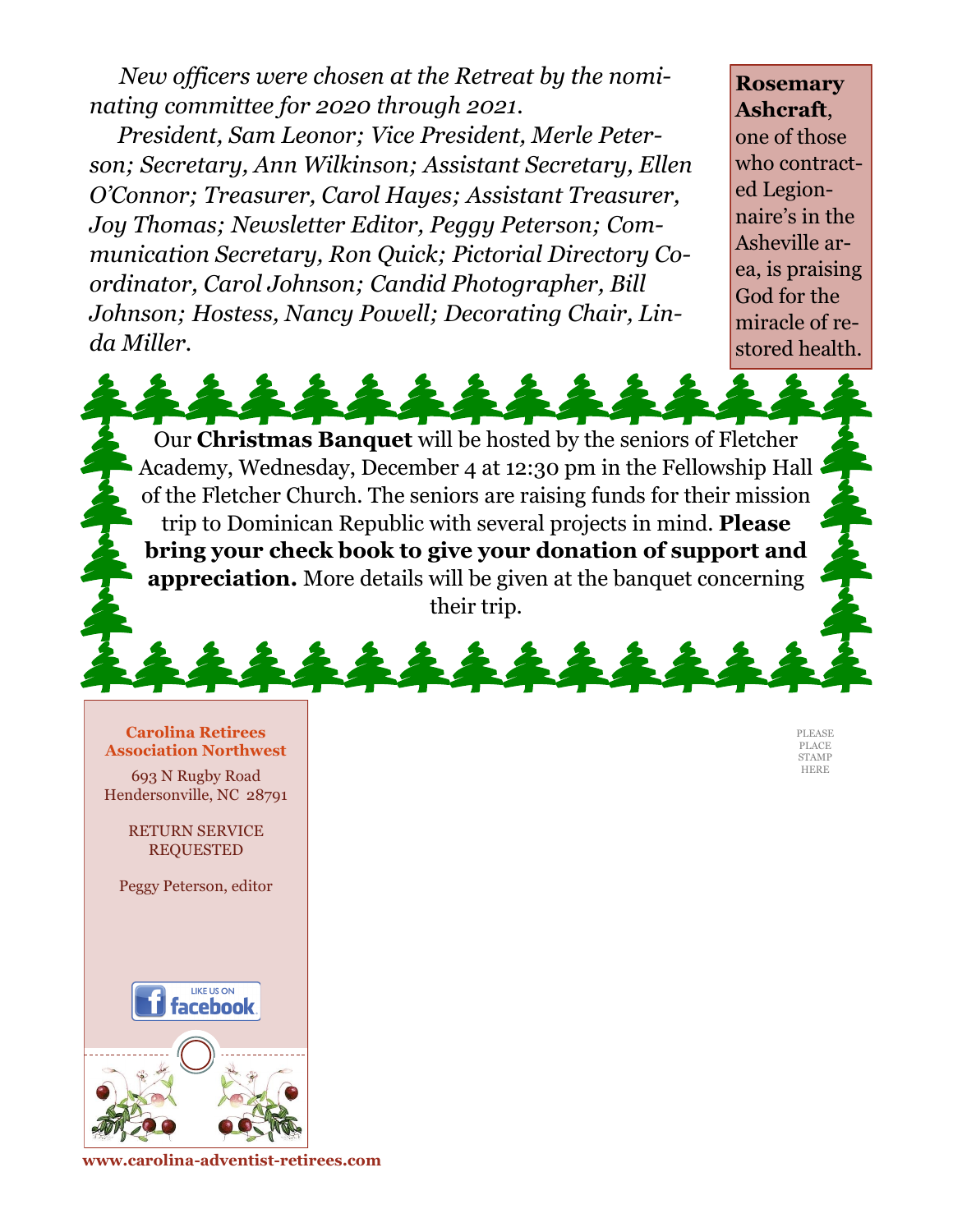*New officers were chosen at the Retreat by the nominating committee for 2020 through 2021.*

*President, Sam Leonor; Vice President, Merle Peterson; Secretary, Ann Wilkinson; Assistant Secretary, Ellen O'Connor; Treasurer, Carol Hayes; Assistant Treasurer, Joy Thomas; Newsletter Editor, Peggy Peterson; Communication Secretary, Ron Quick; Pictorial Directory Coordinator, Carol Johnson; Candid Photographer, Bill Johnson; Hostess, Nancy Powell; Decorating Chair, Linda Miller.*

**Rosemary Ashcraft**, one of those who contracted Legionnaire's in the Asheville area, is praising God for the miracle of restored health.

Our **Christmas Banquet** will be hosted by the seniors of Fletcher Academy, Wednesday, December 4 at 12:30 pm in the Fellowship Hall of the Fletcher Church. The seniors are raising funds for their mission trip to Dominican Republic with several projects in mind. **Please bring your check book to give your donation of support and appreciation.** More details will be given at the banquet concerning their trip.

**Carolina Retirees Association Northwest**

693 N Rugby Road
Hendersonville, NC 28791

RETURN SERVICE REQUESTED

Peggy Peterson, editor

LIKE US ON facebook

PLEASE PLACE STAMP HERE

**www.carolina-adventist-retirees.com**